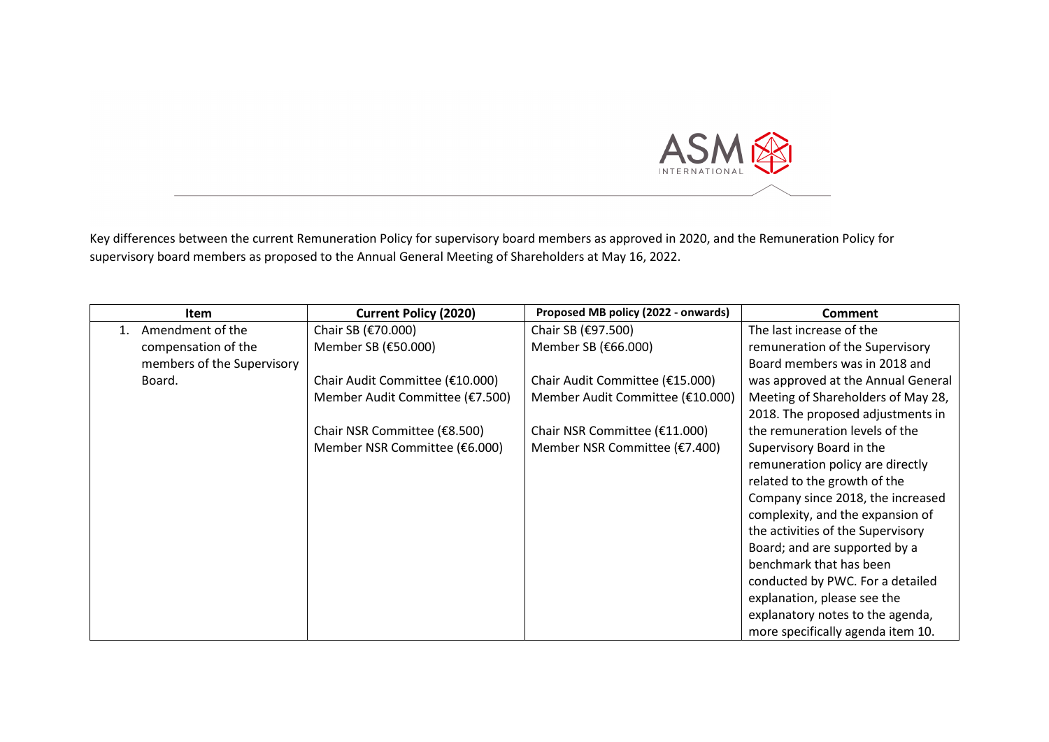Key differences between the current Remuneration Policy for supervisory board members as approved in 2020, and the Remuneration Policy for supervisory board members as proposed to the Annual General Meeting of Shareholders at May 16, 2022.

| Item | Current Policy (2020) | Proposed MB policy (2022 - onwards) | Comment |
|---|---|---|---|
| 1. Amendment of the compensation of the members of the Supervisory Board. | Chair SB (€70.000)<br>Member SB (€50.000)<br><br>Chair Audit Committee (€10.000)<br>Member Audit Committee (€7.500)<br><br>Chair NSR Committee (€8.500)<br>Member NSR Committee (€6.000) | Chair SB (€97.500)<br>Member SB (€66.000)<br><br>Chair Audit Committee (€15.000)<br>Member Audit Committee (€10.000)<br><br>Chair NSR Committee (€11.000)<br>Member NSR Committee (€7.400) | The last increase of the remuneration of the Supervisory Board members was in 2018 and was approved at the Annual General Meeting of Shareholders of May 28, 2018. The proposed adjustments in the remuneration levels of the Supervisory Board in the remuneration policy are directly related to the growth of the Company since 2018, the increased complexity, and the expansion of the activities of the Supervisory Board; and are supported by a benchmark that has been conducted by PWC. For a detailed explanation, please see the explanatory notes to the agenda, more specifically agenda item 10. |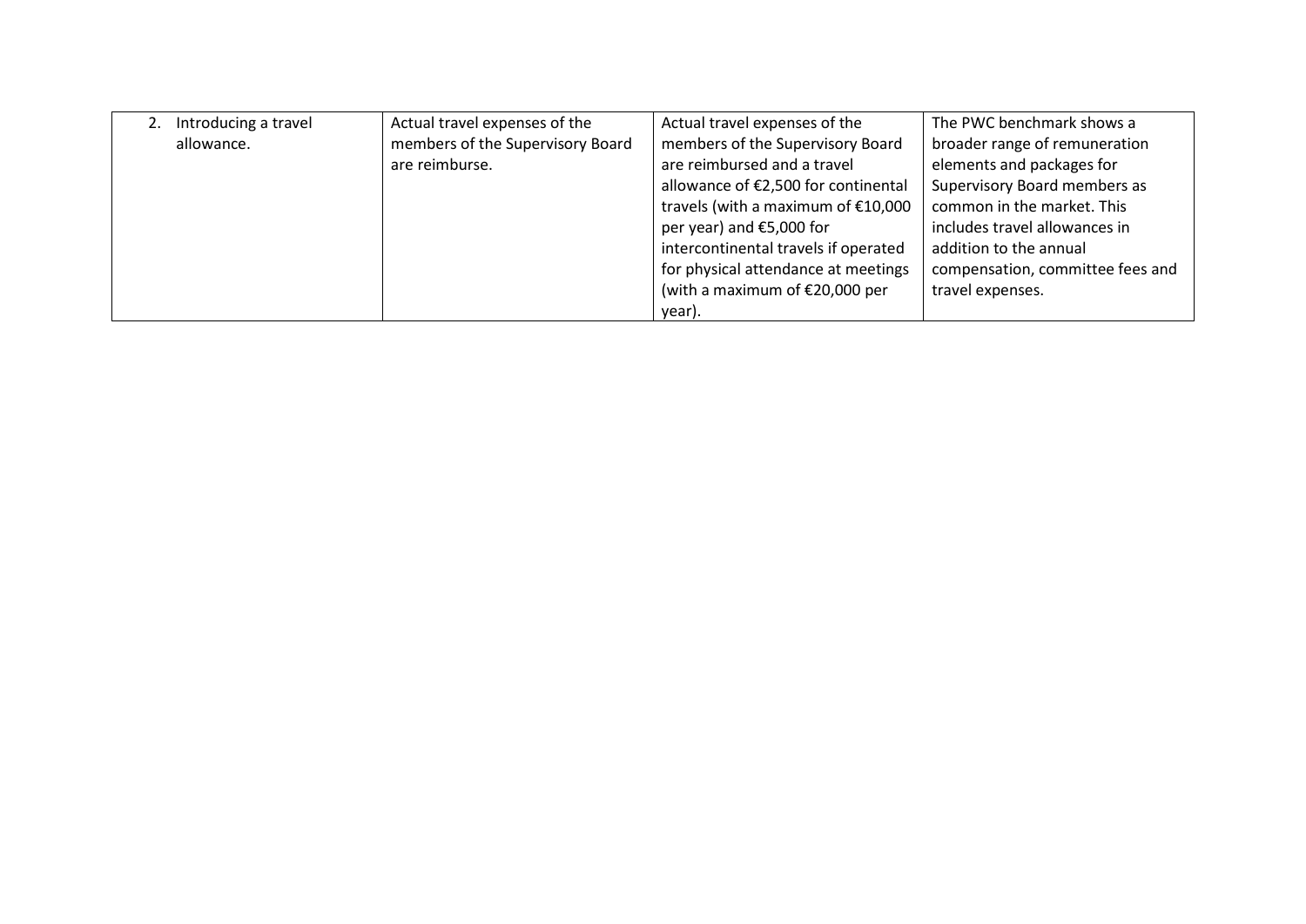| | | | |
|---|---|---|---|
| 2. Introducing a travel allowance. | Actual travel expenses of the members of the Supervisory Board are reimburse. | Actual travel expenses of the members of the Supervisory Board are reimbursed and a travel allowance of €2,500 for continental travels (with a maximum of €10,000 per year) and €5,000 for intercontinental travels if operated for physical attendance at meetings (with a maximum of €20,000 per year). | The PWC benchmark shows a broader range of remuneration elements and packages for Supervisory Board members as common in the market. This includes travel allowances in addition to the annual compensation, committee fees and travel expenses. |